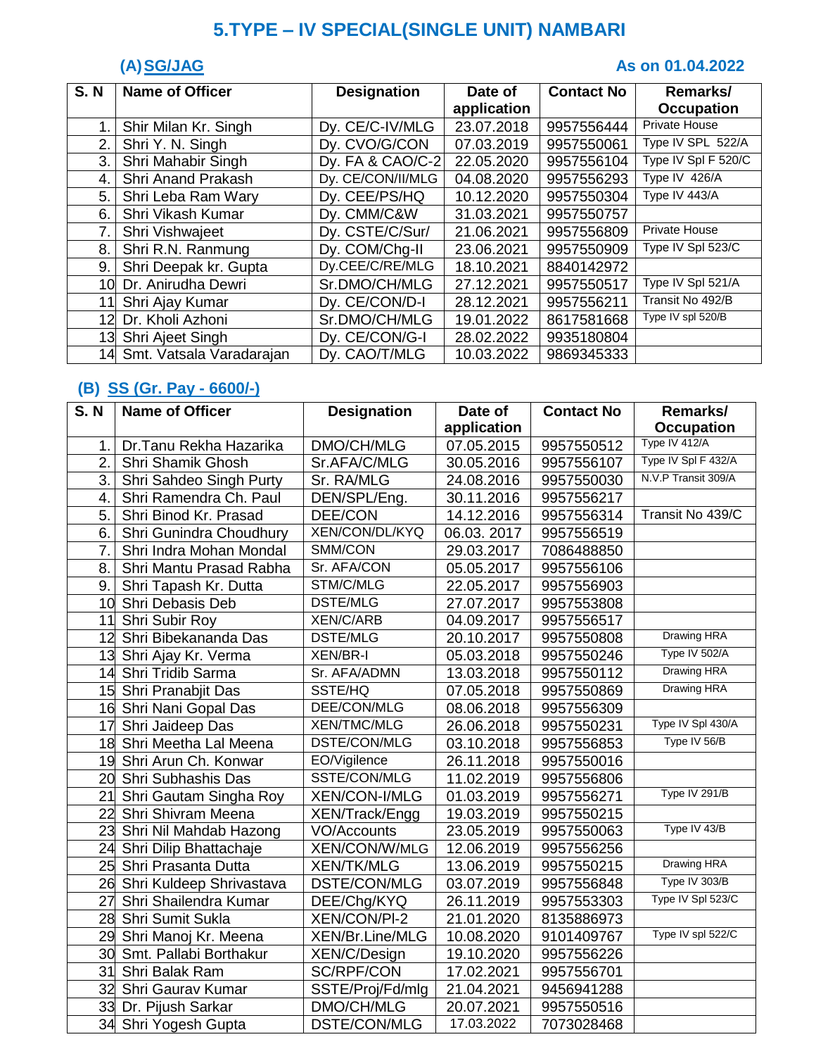# 5.TYPE – IV SPECIAL(SINGLE UNIT) NAMBARI

## (A) SG/JAG

**As on 01.04.2022**

| S. N | Name of Officer | Designation | Date of application | Contact No | Remarks/ Occupation |
|---|---|---|---|---|---|
| 1. | Shri Milan Kr. Singh | Dy. CE/C-IV/MLG | 23.07.2018 | 9957556444 | Private House |
| 2. | Shri Y. N. Singh | Dy. CVO/G/CON | 07.03.2019 | 9957550061 | Type IV SPL 522/A |
| 3. | Shri Mahabir Singh | Dy. FA & CAO/C-2 | 22.05.2020 | 9957556104 | Type IV Spl F 520/C |
| 4. | Shri Anand Prakash | Dy. CE/CON/II/MLG | 04.08.2020 | 9957556293 | Type IV 426/A |
| 5. | Shri Leba Ram Wary | Dy. CEE/PS/HQ | 10.12.2020 | 9957550304 | Type IV 443/A |
| 6. | Shri Vikash Kumar | Dy. CMM/C&W | 31.03.2021 | 9957550757 | |
| 7. | Shri Vishwajeet | Dy. CSTE/C/Sur/ | 21.06.2021 | 9957556809 | Private House |
| 8. | Shri R.N. Ranmung | Dy. COM/Chg-II | 23.06.2021 | 9957550909 | Type IV Spl 523/C |
| 9. | Shri Deepak kr. Gupta | Dy.CEE/C/RE/MLG | 18.10.2021 | 8840142972 | |
| 10 | Dr. Anirudha Dewri | Sr.DMO/CH/MLG | 27.12.2021 | 9957550517 | Type IV Spl 521/A |
| 11 | Shri Ajay Kumar | Dy. CE/CON/D-I | 28.12.2021 | 9957556211 | Transit No 492/B |
| 12 | Dr. Kholi Azhoni | Sr.DMO/CH/MLG | 19.01.2022 | 8617581668 | Type IV spl 520/B |
| 13 | Shri Ajeet Singh | Dy. CE/CON/G-I | 28.02.2022 | 9935180804 | |
| 14 | Smt. Vatsala Varadarajan | Dy. CAO/T/MLG | 10.03.2022 | 9869345333 | |

## (B) SS (Gr. Pay - 6600/-)

| S. N | Name of Officer | Designation | Date of application | Contact No | Remarks/ Occupation |
|---|---|---|---|---|---|
| 1. | Dr.Tanu Rekha Hazarika | DMO/CH/MLG | 07.05.2015 | 9957550512 | Type IV 412/A |
| 2. | Shri Shamik Ghosh | Sr.AFA/C/MLG | 30.05.2016 | 9957556107 | Type IV Spl F 432/A |
| 3. | Shri Sahdeo Singh Purty | Sr. RA/MLG | 24.08.2016 | 9957550030 | N.V.P Transit 309/A |
| 4. | Shri Ramendra Ch. Paul | DEN/SPL/Eng. | 30.11.2016 | 9957556217 | |
| 5. | Shri Binod Kr. Prasad | DEE/CON | 14.12.2016 | 9957556314 | Transit No 439/C |
| 6. | Shri Gunindra Choudhury | XEN/CON/DL/KYQ | 06.03. 2017 | 9957556519 | |
| 7. | Shri Indra Mohan Mondal | SMM/CON | 29.03.2017 | 7086488850 | |
| 8. | Shri Mantu Prasad Rabha | Sr. AFA/CON | 05.05.2017 | 9957556106 | |
| 9. | Shri Tapash Kr. Dutta | STM/C/MLG | 22.05.2017 | 9957556903 | |
| 10 | Shri Debasis Deb | DSTE/MLG | 27.07.2017 | 9957553808 | |
| 11 | Shri Subir Roy | XEN/C/ARB | 04.09.2017 | 9957556517 | |
| 12 | Shri Bibekananda Das | DSTE/MLG | 20.10.2017 | 9957550808 | Drawing HRA |
| 13 | Shri Ajay Kr. Verma | XEN/BR-I | 05.03.2018 | 9957550246 | Type IV 502/A |
| 14 | Shri Tridib Sarma | Sr. AFA/ADMN | 13.03.2018 | 9957550112 | Drawing HRA |
| 15 | Shri Pranabjit Das | SSTE/HQ | 07.05.2018 | 9957550869 | Drawing HRA |
| 16 | Shri Nani Gopal Das | DEE/CON/MLG | 08.06.2018 | 9957556309 | |
| 17 | Shri Jaideep Das | XEN/TMC/MLG | 26.06.2018 | 9957550231 | Type IV Spl 430/A |
| 18 | Shri Meetha Lal Meena | DSTE/CON/MLG | 03.10.2018 | 9957556853 | Type IV 56/B |
| 19 | Shri Arun Ch. Konwar | EO/Vigilence | 26.11.2018 | 9957550016 | |
| 20 | Shri Subhashis Das | SSTE/CON/MLG | 11.02.2019 | 9957556806 | |
| 21 | Shri Gautam Singha Roy | XEN/CON-I/MLG | 01.03.2019 | 9957556271 | Type IV 291/B |
| 22 | Shri Shivram Meena | XEN/Track/Engg | 19.03.2019 | 9957550215 | |
| 23 | Shri Nil Mahdab Hazong | VO/Accounts | 23.05.2019 | 9957550063 | Type IV 43/B |
| 24 | Shri Dilip Bhattachaje | XEN/CON/W/MLG | 12.06.2019 | 9957556256 | |
| 25 | Shri Prasanta Dutta | XEN/TK/MLG | 13.06.2019 | 9957550215 | Drawing HRA |
| 26 | Shri Kuldeep Shrivastava | DSTE/CON/MLG | 03.07.2019 | 9957556848 | Type IV 303/B |
| 27 | Shri Shailendra Kumar | DEE/Chg/KYQ | 26.11.2019 | 9957553303 | Type IV Spl 523/C |
| 28 | Shri Sumit Sukla | XEN/CON/Pl-2 | 21.01.2020 | 8135886973 | |
| 29 | Shri Manoj Kr. Meena | XEN/Br.Line/MLG | 10.08.2020 | 9101409767 | Type IV spl 522/C |
| 30 | Smt. Pallabi Borthakur | XEN/C/Design | 19.10.2020 | 9957556226 | |
| 31 | Shri Balak Ram | SC/RPF/CON | 17.02.2021 | 9957556701 | |
| 32 | Shri Gaurav Kumar | SSTE/Proj/Fd/mlg | 21.04.2021 | 9456941288 | |
| 33 | Dr. Pijush Sarkar | DMO/CH/MLG | 20.07.2021 | 9957550516 | |
| 34 | Shri Yogesh Gupta | DSTE/CON/MLG | 17.03.2022 | 7073028468 | |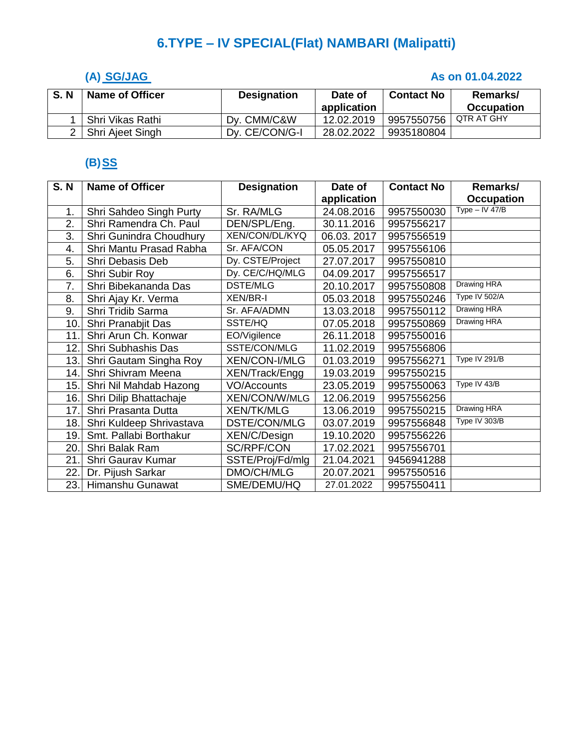# 6.TYPE – IV SPECIAL(Flat) NAMBARI (Malipatti)

### (A) SG/JAG

**As on 01.04.2022**

| S. N | Name of Officer | Designation | Date of application | Contact No | Remarks/ Occupation |
|---|---|---|---|---|---|
| 1 | Shri Vikas Rathi | Dy. CMM/C&W | 12.02.2019 | 9957550756 | QTR AT GHY |
| 2 | Shri Ajeet Singh | Dy. CE/CON/G-I | 28.02.2022 | 9935180804 | |

### (B) SS

| S. N | Name of Officer | Designation | Date of application | Contact No | Remarks/ Occupation |
|---|---|---|---|---|---|
| 1. | Shri Sahdeo Singh Purty | Sr. RA/MLG | 24.08.2016 | 9957550030 | Type – IV 47/B |
| 2. | Shri Ramendra Ch. Paul | DEN/SPL/Eng. | 30.11.2016 | 9957556217 | |
| 3. | Shri Gunindra Choudhury | XEN/CON/DL/KYQ | 06.03. 2017 | 9957556519 | |
| 4. | Shri Mantu Prasad Rabha | Sr. AFA/CON | 05.05.2017 | 9957556106 | |
| 5. | Shri Debasis Deb | Dy. CSTE/Project | 27.07.2017 | 9957550810 | |
| 6. | Shri Subir Roy | Dy. CE/C/HQ/MLG | 04.09.2017 | 9957556517 | |
| 7. | Shri Bibekananda Das | DSTE/MLG | 20.10.2017 | 9957550808 | Drawing HRA |
| 8. | Shri Ajay Kr. Verma | XEN/BR-I | 05.03.2018 | 9957550246 | Type IV 502/A |
| 9. | Shri Tridib Sarma | Sr. AFA/ADMN | 13.03.2018 | 9957550112 | Drawing HRA |
| 10. | Shri Pranabjit Das | SSTE/HQ | 07.05.2018 | 9957550869 | Drawing HRA |
| 11. | Shri Arun Ch. Konwar | EO/Vigilence | 26.11.2018 | 9957550016 | |
| 12. | Shri Subhashis Das | SSTE/CON/MLG | 11.02.2019 | 9957556806 | |
| 13. | Shri Gautam Singha Roy | XEN/CON-I/MLG | 01.03.2019 | 9957556271 | Type IV 291/B |
| 14. | Shri Shivram Meena | XEN/Track/Engg | 19.03.2019 | 9957550215 | |
| 15. | Shri Nil Mahdab Hazong | VO/Accounts | 23.05.2019 | 9957550063 | Type IV 43/B |
| 16. | Shri Dilip Bhattachaje | XEN/CON/W/MLG | 12.06.2019 | 9957556256 | |
| 17. | Shri Prasanta Dutta | XEN/TK/MLG | 13.06.2019 | 9957550215 | Drawing HRA |
| 18. | Shri Kuldeep Shrivastava | DSTE/CON/MLG | 03.07.2019 | 9957556848 | Type IV 303/B |
| 19. | Smt. Pallabi Borthakur | XEN/C/Design | 19.10.2020 | 9957556226 | |
| 20. | Shri Balak Ram | SC/RPF/CON | 17.02.2021 | 9957556701 | |
| 21. | Shri Gaurav Kumar | SSTE/Proj/Fd/mlg | 21.04.2021 | 9456941288 | |
| 22. | Dr. Pijush Sarkar | DMO/CH/MLG | 20.07.2021 | 9957550516 | |
| 23. | Himanshu Gunawat | SME/DEMU/HQ | 27.01.2022 | 9957550411 | |